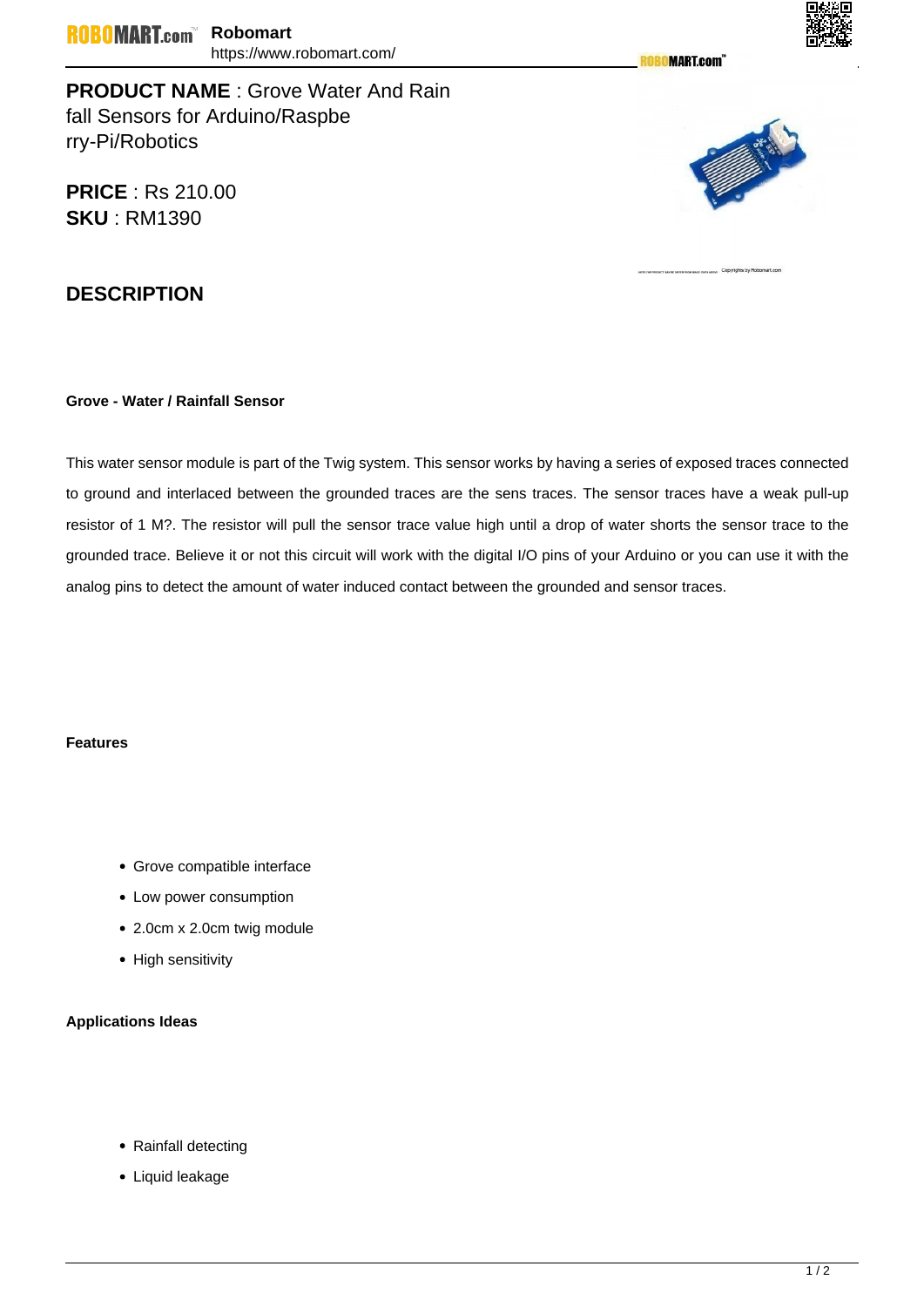**PRODUCT NAME** : Grove Water And Rain fall Sensors for Arduino/Raspberry-Pi/Robotics

**PRICE** : Rs 210.00
**SKU** : RM1390

## DESCRIPTION

**Grove - Water / Rainfall Sensor**

This water sensor module is part of the Twig system. This sensor works by having a series of exposed traces connected to ground and interlaced between the grounded traces are the sens traces. The sensor traces have a weak pull-up resistor of 1 M?. The resistor will pull the sensor trace value high until a drop of water shorts the sensor trace to the grounded trace. Believe it or not this circuit will work with the digital I/O pins of your Arduino or you can use it with the analog pins to detect the amount of water induced contact between the grounded and sensor traces.

**Features**

- Grove compatible interface
- Low power consumption
- 2.0cm x 2.0cm twig module
- High sensitivity

**Applications Ideas**

- Rainfall detecting
- Liquid leakage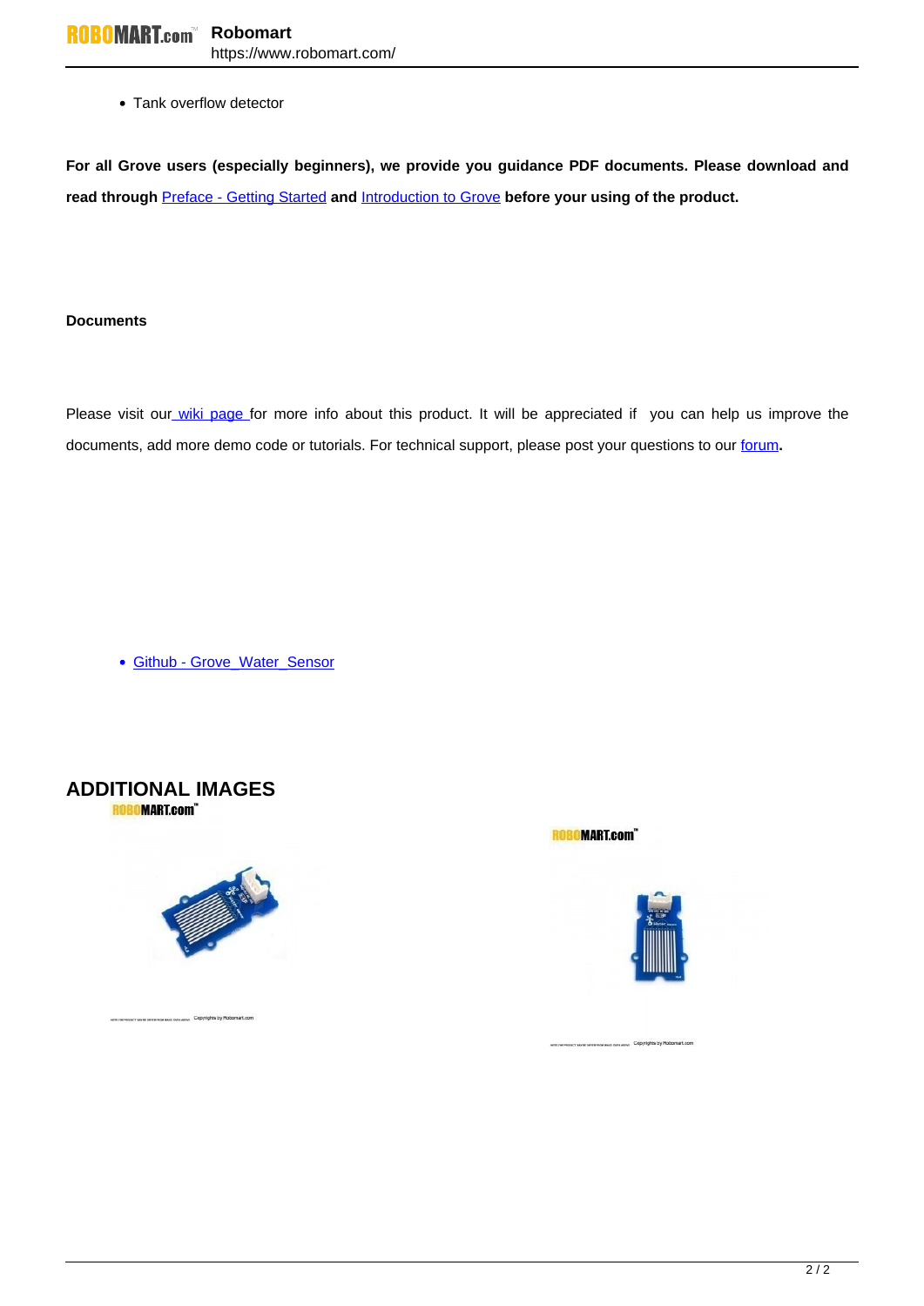- Tank overflow detector

**For all Grove users (especially beginners), we provide you guidance PDF documents. Please download and read through** Preface - Getting Started **and** Introduction to Grove **before your using of the product.**

**Documents**

Please visit our wiki page for more info about this product. It will be appreciated if you can help us improve the documents, add more demo code or tutorials. For technical support, please post your questions to our forum**.**

- Github - Grove_Water_Sensor

## ADDITIONAL IMAGES